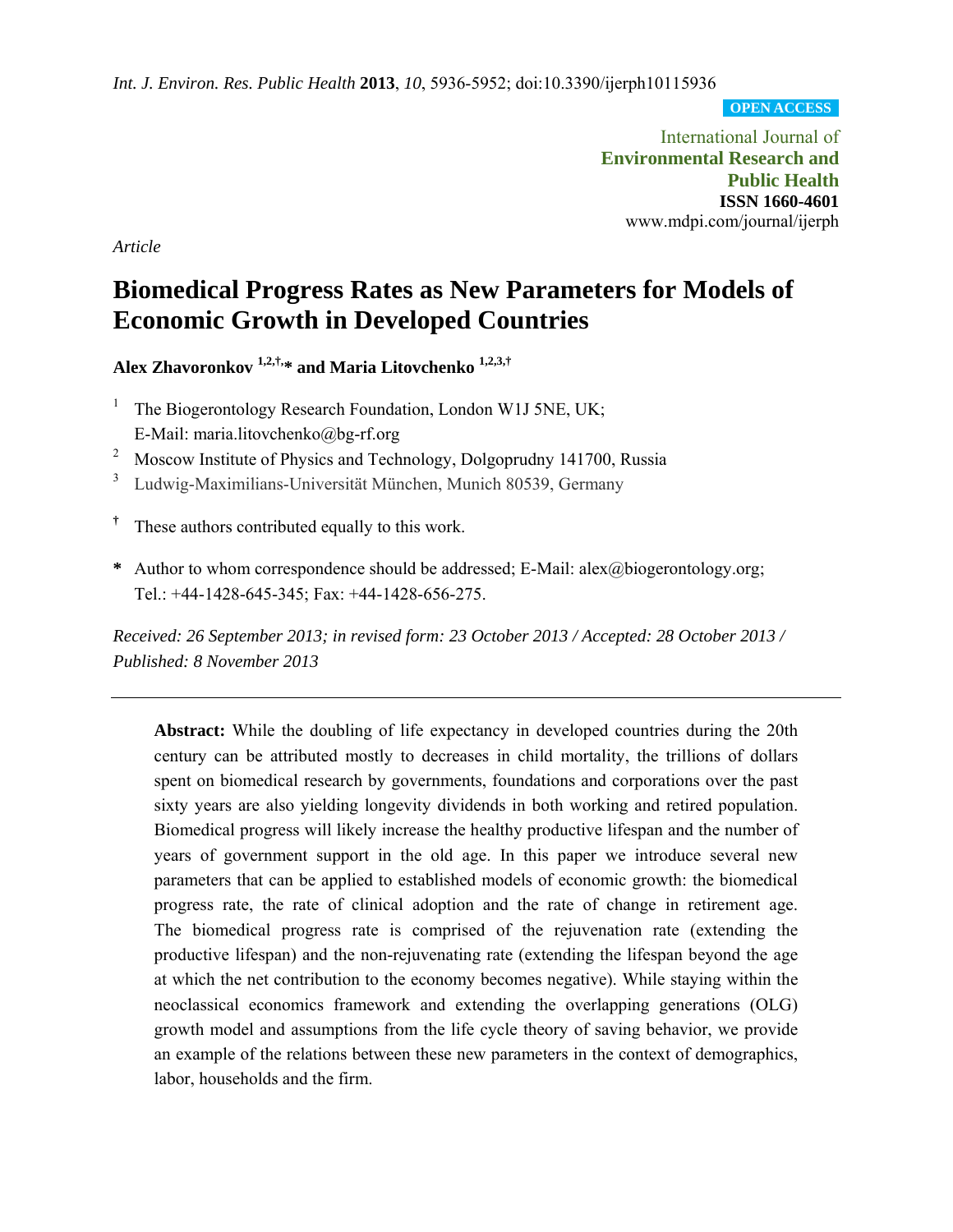*Article*

# Biomedical Progress Rates as New Parameters for Models of Economic Growth in Developed Countries

**Alex Zhavoronkov [1,2,†,*] and Maria Litovchenko [1,2,3,†]**

[1] The Biogerontology Research Foundation, London W1J 5NE, UK; E-Mail: maria.litovchenko@bg-rf.org

[2] Moscow Institute of Physics and Technology, Dolgoprudny 141700, Russia

[3] Ludwig-Maximilians-Universität München, Munich 80539, Germany

† These authors contributed equally to this work.

\* Author to whom correspondence should be addressed; E-Mail: alex@biogerontology.org; Tel.: +44-1428-645-345; Fax: +44-1428-656-275.

*Received: 26 September 2013; in revised form: 23 October 2013 / Accepted: 28 October 2013 / Published: 8 November 2013*

---

**Abstract:** While the doubling of life expectancy in developed countries during the 20th century can be attributed mostly to decreases in child mortality, the trillions of dollars spent on biomedical research by governments, foundations and corporations over the past sixty years are also yielding longevity dividends in both working and retired population. Biomedical progress will likely increase the healthy productive lifespan and the number of years of government support in the old age. In this paper we introduce several new parameters that can be applied to established models of economic growth: the biomedical progress rate, the rate of clinical adoption and the rate of change in retirement age. The biomedical progress rate is comprised of the rejuvenation rate (extending the productive lifespan) and the non-rejuvenating rate (extending the lifespan beyond the age at which the net contribution to the economy becomes negative). While staying within the neoclassical economics framework and extending the overlapping generations (OLG) growth model and assumptions from the life cycle theory of saving behavior, we provide an example of the relations between these new parameters in the context of demographics, labor, households and the firm.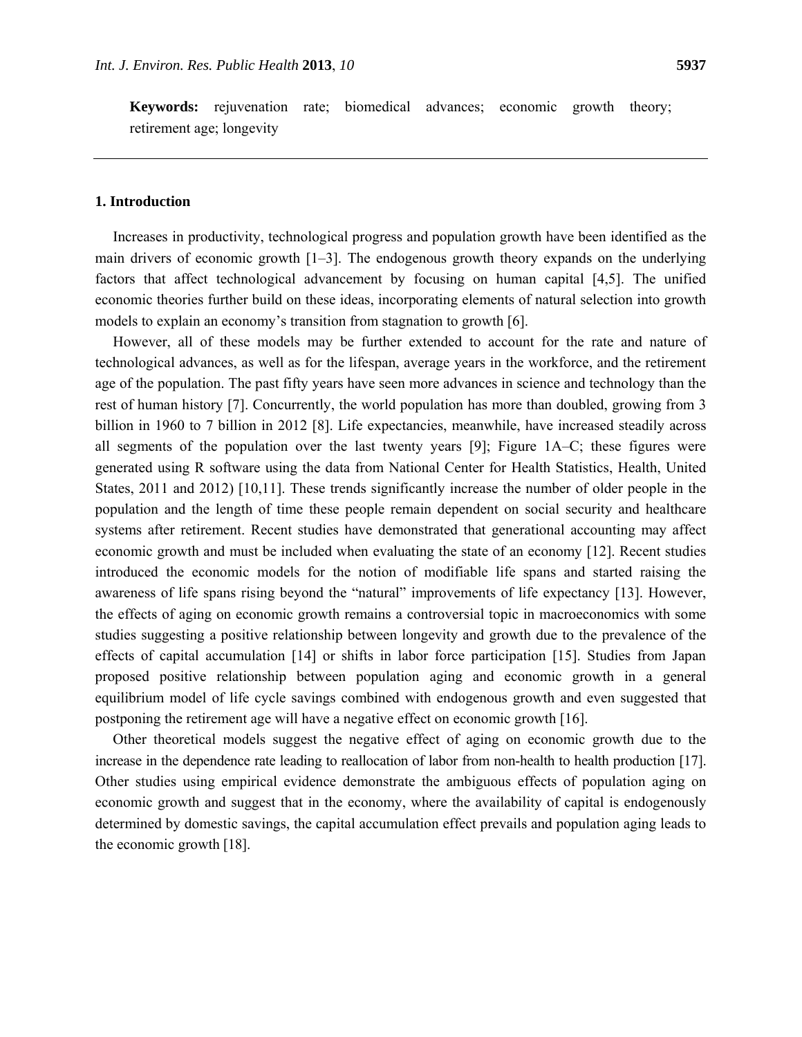**Keywords:** rejuvenation rate; biomedical advances; economic growth theory; retirement age; longevity

## 1. Introduction

Increases in productivity, technological progress and population growth have been identified as the main drivers of economic growth [1–3]. The endogenous growth theory expands on the underlying factors that affect technological advancement by focusing on human capital [4,5]. The unified economic theories further build on these ideas, incorporating elements of natural selection into growth models to explain an economy's transition from stagnation to growth [6].

However, all of these models may be further extended to account for the rate and nature of technological advances, as well as for the lifespan, average years in the workforce, and the retirement age of the population. The past fifty years have seen more advances in science and technology than the rest of human history [7]. Concurrently, the world population has more than doubled, growing from 3 billion in 1960 to 7 billion in 2012 [8]. Life expectancies, meanwhile, have increased steadily across all segments of the population over the last twenty years [9]; Figure 1A–C; these figures were generated using R software using the data from National Center for Health Statistics, Health, United States, 2011 and 2012) [10,11]. These trends significantly increase the number of older people in the population and the length of time these people remain dependent on social security and healthcare systems after retirement. Recent studies have demonstrated that generational accounting may affect economic growth and must be included when evaluating the state of an economy [12]. Recent studies introduced the economic models for the notion of modifiable life spans and started raising the awareness of life spans rising beyond the "natural" improvements of life expectancy [13]. However, the effects of aging on economic growth remains a controversial topic in macroeconomics with some studies suggesting a positive relationship between longevity and growth due to the prevalence of the effects of capital accumulation [14] or shifts in labor force participation [15]. Studies from Japan proposed positive relationship between population aging and economic growth in a general equilibrium model of life cycle savings combined with endogenous growth and even suggested that postponing the retirement age will have a negative effect on economic growth [16].

Other theoretical models suggest the negative effect of aging on economic growth due to the increase in the dependence rate leading to reallocation of labor from non-health to health production [17]. Other studies using empirical evidence demonstrate the ambiguous effects of population aging on economic growth and suggest that in the economy, where the availability of capital is endogenously determined by domestic savings, the capital accumulation effect prevails and population aging leads to the economic growth [18].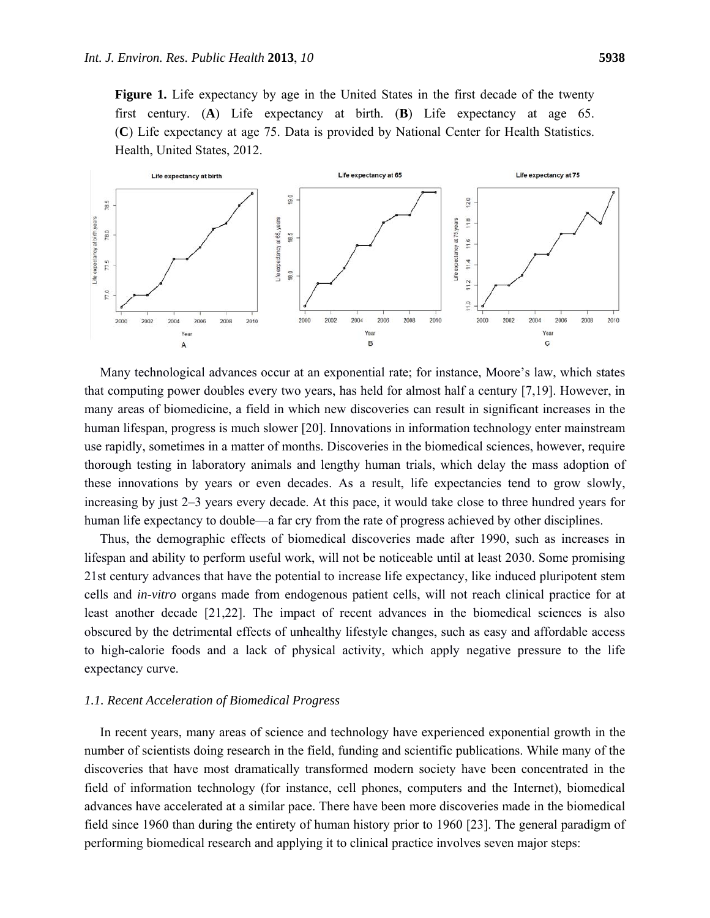**Figure 1.** Life expectancy by age in the United States in the first decade of the twenty first century. (**A**) Life expectancy at birth. (**B**) Life expectancy at age 65. (**C**) Life expectancy at age 75. Data is provided by National Center for Health Statistics. Health, United States, 2012.

Many technological advances occur at an exponential rate; for instance, Moore's law, which states that computing power doubles every two years, has held for almost half a century [7,19]. However, in many areas of biomedicine, a field in which new discoveries can result in significant increases in the human lifespan, progress is much slower [20]. Innovations in information technology enter mainstream use rapidly, sometimes in a matter of months. Discoveries in the biomedical sciences, however, require thorough testing in laboratory animals and lengthy human trials, which delay the mass adoption of these innovations by years or even decades. As a result, life expectancies tend to grow slowly, increasing by just 2–3 years every decade. At this pace, it would take close to three hundred years for human life expectancy to double—a far cry from the rate of progress achieved by other disciplines.

Thus, the demographic effects of biomedical discoveries made after 1990, such as increases in lifespan and ability to perform useful work, will not be noticeable until at least 2030. Some promising 21st century advances that have the potential to increase life expectancy, like induced pluripotent stem cells and *in-vitro* organs made from endogenous patient cells, will not reach clinical practice for at least another decade [21,22]. The impact of recent advances in the biomedical sciences is also obscured by the detrimental effects of unhealthy lifestyle changes, such as easy and affordable access to high-calorie foods and a lack of physical activity, which apply negative pressure to the life expectancy curve.

### *1.1. Recent Acceleration of Biomedical Progress*

In recent years, many areas of science and technology have experienced exponential growth in the number of scientists doing research in the field, funding and scientific publications. While many of the discoveries that have most dramatically transformed modern society have been concentrated in the field of information technology (for instance, cell phones, computers and the Internet), biomedical advances have accelerated at a similar pace. There have been more discoveries made in the biomedical field since 1960 than during the entirety of human history prior to 1960 [23]. The general paradigm of performing biomedical research and applying it to clinical practice involves seven major steps: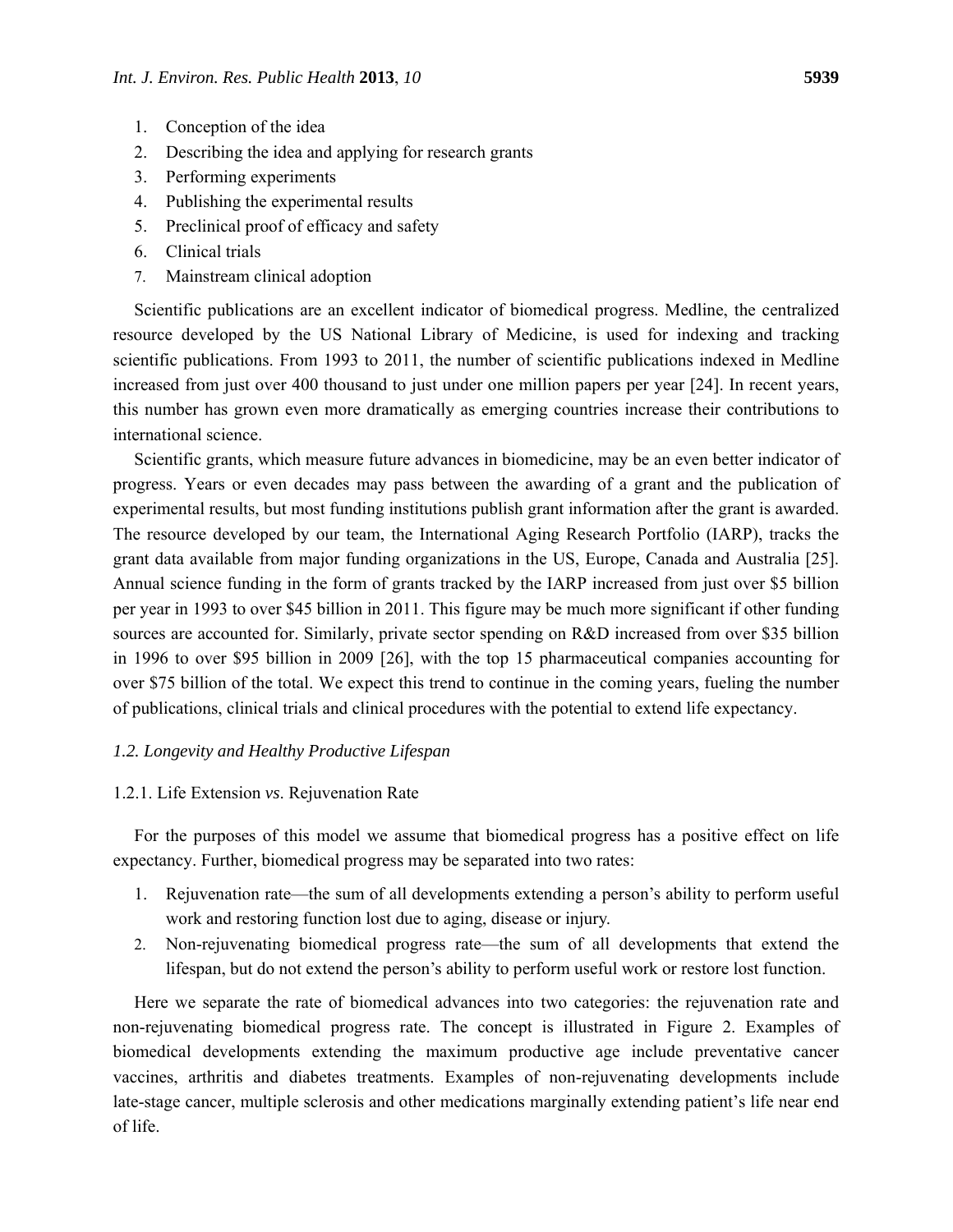1. Conception of the idea
2. Describing the idea and applying for research grants
3. Performing experiments
4. Publishing the experimental results
5. Preclinical proof of efficacy and safety
6. Clinical trials
7. Mainstream clinical adoption

Scientific publications are an excellent indicator of biomedical progress. Medline, the centralized resource developed by the US National Library of Medicine, is used for indexing and tracking scientific publications. From 1993 to 2011, the number of scientific publications indexed in Medline increased from just over 400 thousand to just under one million papers per year [24]. In recent years, this number has grown even more dramatically as emerging countries increase their contributions to international science.

Scientific grants, which measure future advances in biomedicine, may be an even better indicator of progress. Years or even decades may pass between the awarding of a grant and the publication of experimental results, but most funding institutions publish grant information after the grant is awarded. The resource developed by our team, the International Aging Research Portfolio (IARP), tracks the grant data available from major funding organizations in the US, Europe, Canada and Australia [25]. Annual science funding in the form of grants tracked by the IARP increased from just over \$5 billion per year in 1993 to over \$45 billion in 2011. This figure may be much more significant if other funding sources are accounted for. Similarly, private sector spending on R&D increased from over \$35 billion in 1996 to over \$95 billion in 2009 [26], with the top 15 pharmaceutical companies accounting for over \$75 billion of the total. We expect this trend to continue in the coming years, fueling the number of publications, clinical trials and clinical procedures with the potential to extend life expectancy.

### *1.2. Longevity and Healthy Productive Lifespan*

#### 1.2.1. Life Extension *vs*. Rejuvenation Rate

For the purposes of this model we assume that biomedical progress has a positive effect on life expectancy. Further, biomedical progress may be separated into two rates:

1. Rejuvenation rate—the sum of all developments extending a person's ability to perform useful work and restoring function lost due to aging, disease or injury.
2. Non-rejuvenating biomedical progress rate—the sum of all developments that extend the lifespan, but do not extend the person's ability to perform useful work or restore lost function.

Here we separate the rate of biomedical advances into two categories: the rejuvenation rate and non-rejuvenating biomedical progress rate. The concept is illustrated in Figure 2. Examples of biomedical developments extending the maximum productive age include preventative cancer vaccines, arthritis and diabetes treatments. Examples of non-rejuvenating developments include late-stage cancer, multiple sclerosis and other medications marginally extending patient's life near end of life.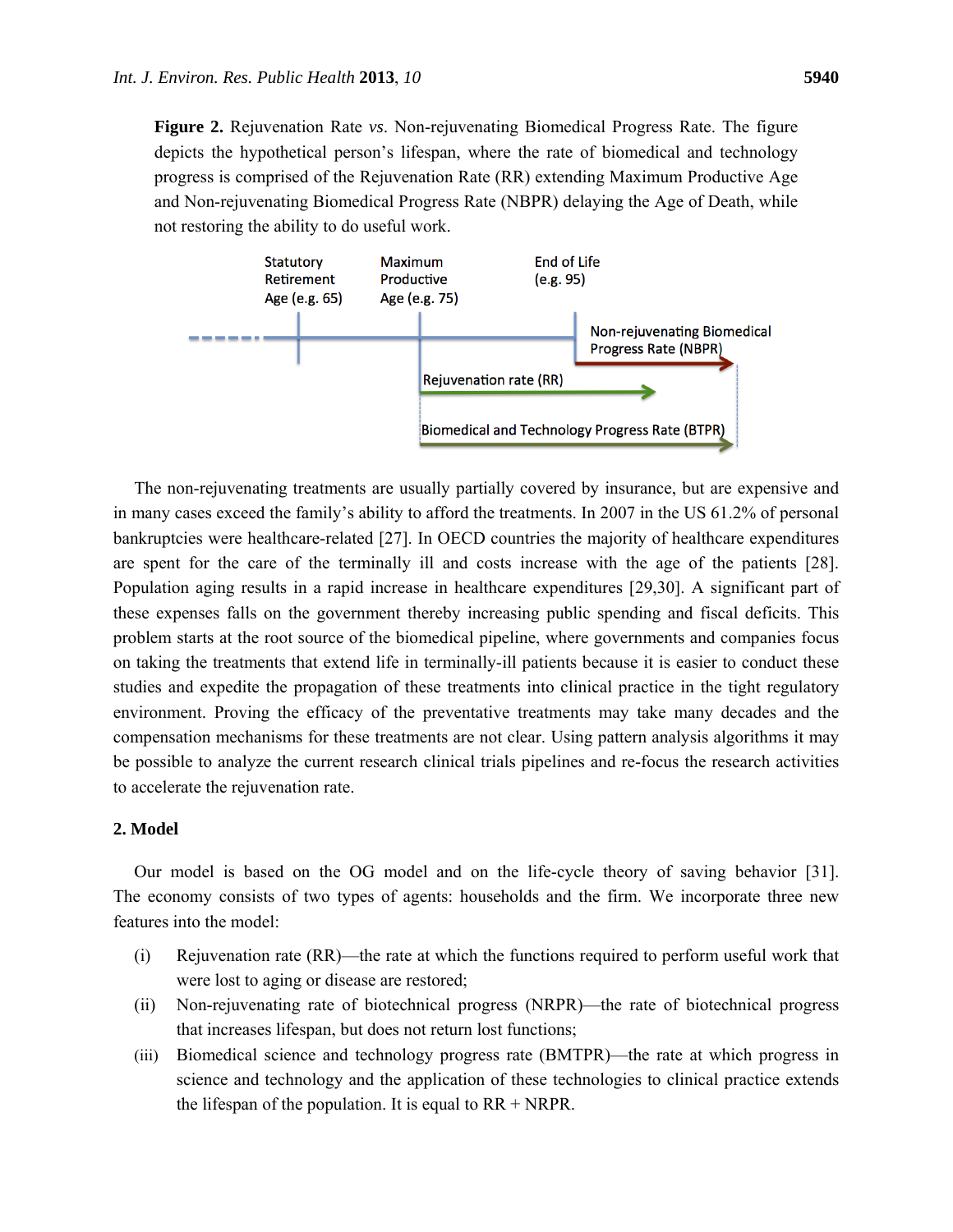**Figure 2.** Rejuvenation Rate *vs.* Non-rejuvenating Biomedical Progress Rate. The figure depicts the hypothetical person's lifespan, where the rate of biomedical and technology progress is comprised of the Rejuvenation Rate (RR) extending Maximum Productive Age and Non-rejuvenating Biomedical Progress Rate (NBPR) delaying the Age of Death, while not restoring the ability to do useful work.

Statutory Retirement Age (e.g. 65)

Maximum Productive Age (e.g. 75)

End of Life (e.g. 95)

Non-rejuvenating Biomedical Progress Rate (NBPR)

Rejuvenation rate (RR)

Biomedical and Technology Progress Rate (BTPR)

The non-rejuvenating treatments are usually partially covered by insurance, but are expensive and in many cases exceed the family's ability to afford the treatments. In 2007 in the US 61.2% of personal bankruptcies were healthcare-related [27]. In OECD countries the majority of healthcare expenditures are spent for the care of the terminally ill and costs increase with the age of the patients [28]. Population aging results in a rapid increase in healthcare expenditures [29,30]. A significant part of these expenses falls on the government thereby increasing public spending and fiscal deficits. This problem starts at the root source of the biomedical pipeline, where governments and companies focus on taking the treatments that extend life in terminally-ill patients because it is easier to conduct these studies and expedite the propagation of these treatments into clinical practice in the tight regulatory environment. Proving the efficacy of the preventative treatments may take many decades and the compensation mechanisms for these treatments are not clear. Using pattern analysis algorithms it may be possible to analyze the current research clinical trials pipelines and re-focus the research activities to accelerate the rejuvenation rate.

## 2. Model

Our model is based on the OG model and on the life-cycle theory of saving behavior [31]. The economy consists of two types of agents: households and the firm. We incorporate three new features into the model:

(i) Rejuvenation rate (RR)—the rate at which the functions required to perform useful work that were lost to aging or disease are restored;

(ii) Non-rejuvenating rate of biotechnical progress (NRPR)—the rate of biotechnical progress that increases lifespan, but does not return lost functions;

(iii) Biomedical science and technology progress rate (BMTPR)—the rate at which progress in science and technology and the application of these technologies to clinical practice extends the lifespan of the population. It is equal to RR + NRPR.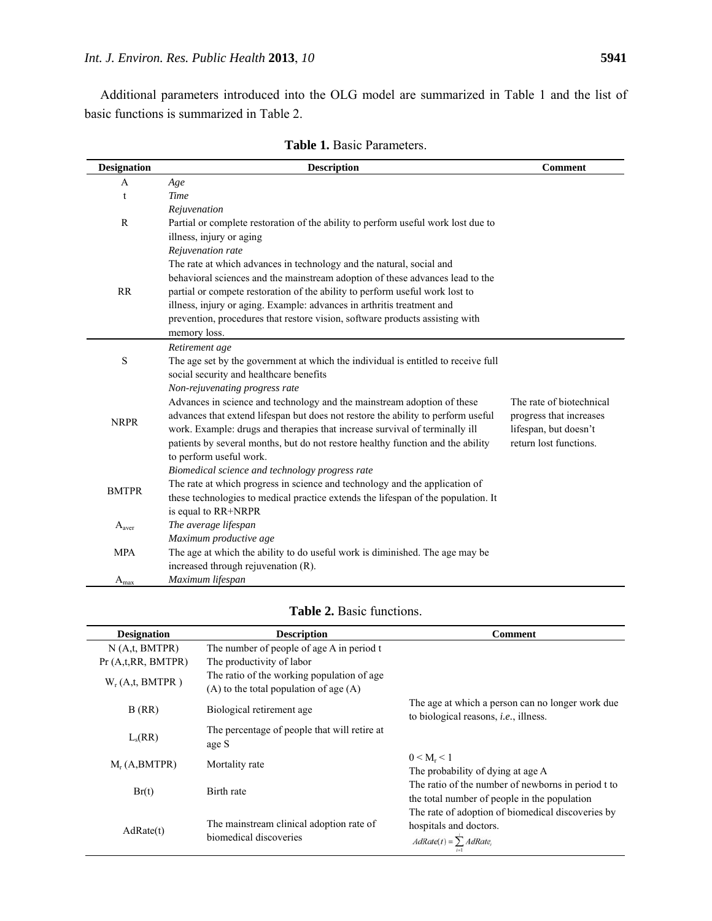Additional parameters introduced into the OLG model are summarized in Table 1 and the list of basic functions is summarized in Table 2.

**Table 1.** Basic Parameters.

| Designation | Description | Comment |
|---|---|---|
| A | *Age* | |
| t | *Time* | |
| R | *Rejuvenation*<br>Partial or complete restoration of the ability to perform useful work lost due to illness, injury or aging | |
| RR | *Rejuvenation rate*<br>The rate at which advances in technology and the natural, social and behavioral sciences and the mainstream adoption of these advances lead to the partial or compete restoration of the ability to perform useful work lost to illness, injury or aging. Example: advances in arthritis treatment and prevention, procedures that restore vision, software products assisting with memory loss. | |
| S | *Retirement age*<br>The age set by the government at which the individual is entitled to receive full social security and healthcare benefits | |
| NRPR | *Non-rejuvenating progress rate*<br>Advances in science and technology and the mainstream adoption of these advances that extend lifespan but does not restore the ability to perform useful work. Example: drugs and therapies that increase survival of terminally ill patients by several months, but do not restore healthy function and the ability to perform useful work. | The rate of biotechnical progress that increases lifespan, but doesn't return lost functions. |
| BMTPR | *Biomedical science and technology progress rate*<br>The rate at which progress in science and technology and the application of these technologies to medical practice extends the lifespan of the population. It is equal to RR+NRPR | |
| $A_{aver}$ | *The average lifespan* | |
| MPA | *Maximum productive age*<br>The age at which the ability to do useful work is diminished. The age may be increased through rejuvenation (R). | |
| $A_{max}$ | *Maximum lifespan* | |

**Table 2.** Basic functions.

| Designation | Description | Comment |
|---|---|---|
| N (A,t, BMTPR) | The number of people of age A in period t | |
| Pr (A,t,RR, BMTPR) | The productivity of labor | |
| $W_r$ (A,t, BMTPR ) | The ratio of the working population of age (A) to the total population of age (A) | |
| B (RR) | Biological retirement age | The age at which a person can no longer work due to biological reasons, *i.e.*, illness. |
| $L_s$(RR) | The percentage of people that will retire at age S | |
| $M_r$ (A,BMTPR) | Mortality rate | $0 < M_r < 1$<br>The probability of dying at age A |
| Br(t) | Birth rate | The ratio of the number of newborns in period t to the total number of people in the population |
| AdRate(t) | The mainstream clinical adoption rate of biomedical discoveries | The rate of adoption of biomedical discoveries by hospitals and doctors.<br>$AdRate(t) = \sum_{i=1} AdRate_i$ |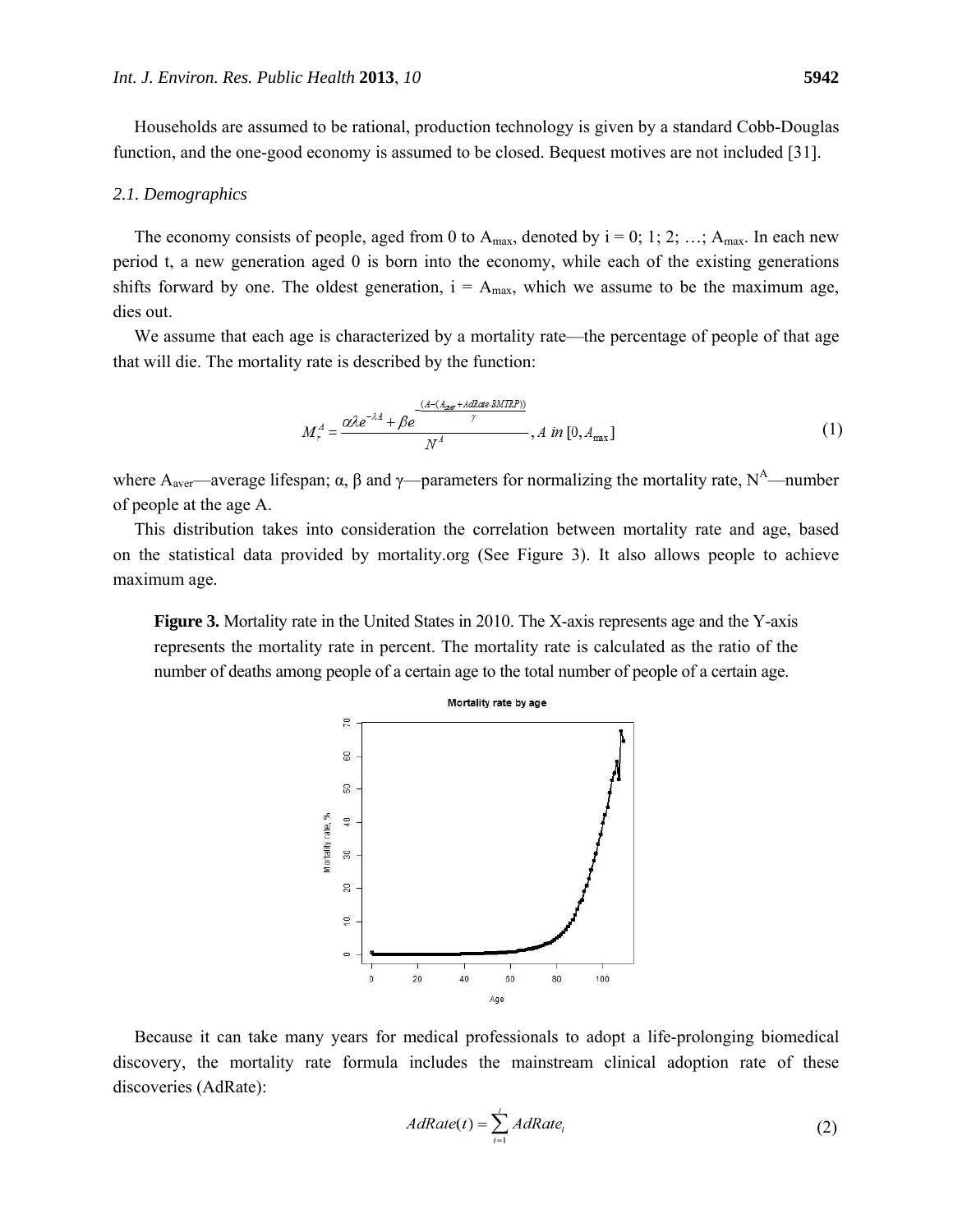Households are assumed to be rational, production technology is given by a standard Cobb-Douglas function, and the one-good economy is assumed to be closed. Bequest motives are not included [31].

### 2.1. Demographics

The economy consists of people, aged from 0 to $A_{max}$, denoted by i = 0; 1; 2; …; $A_{max}$. In each new period t, a new generation aged 0 is born into the economy, while each of the existing generations shifts forward by one. The oldest generation, i = $A_{max}$, which we assume to be the maximum age, dies out.

We assume that each age is characterized by a mortality rate—the percentage of people of that age that will die. The mortality rate is described by the function:

$$M_r^A = \frac{\alpha\lambda e^{-\lambda A} + \beta e^{-\frac{(A-(A_{aver}+AdRate \cdot BMTRP))}{\gamma}}}{N^A}, A \text{ in } [0, A_{max}] \quad (1)$$

where $A_{aver}$—average lifespan; α, β and γ—parameters for normalizing the mortality rate, $N^A$—number of people at the age A.

This distribution takes into consideration the correlation between mortality rate and age, based on the statistical data provided by mortality.org (See Figure 3). It also allows people to achieve maximum age.

**Figure 3.** Mortality rate in the United States in 2010. The X-axis represents age and the Y-axis represents the mortality rate in percent. The mortality rate is calculated as the ratio of the number of deaths among people of a certain age to the total number of people of a certain age.

Because it can take many years for medical professionals to adopt a life-prolonging biomedical discovery, the mortality rate formula includes the mainstream clinical adoption rate of these discoveries (AdRate):

$$AdRate(t) = \sum_{i=1}^{t} AdRate_i \quad (2)$$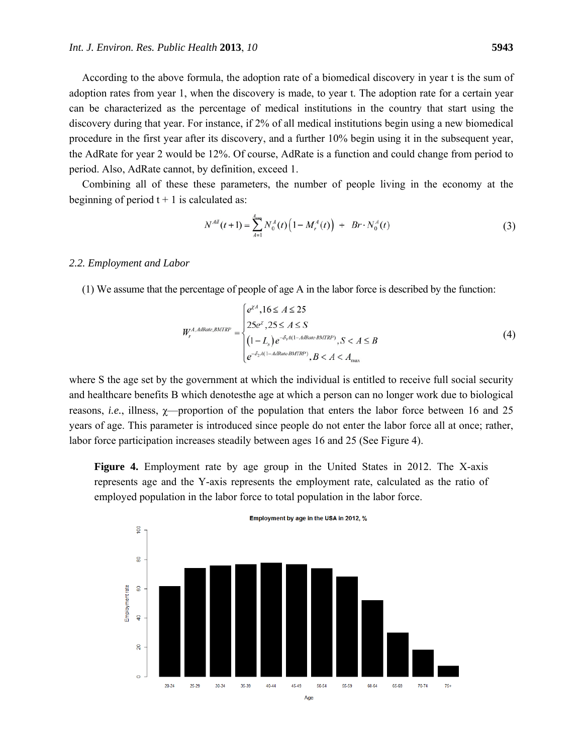According to the above formula, the adoption rate of a biomedical discovery in year t is the sum of adoption rates from year 1, when the discovery is made, to year t. The adoption rate for a certain year can be characterized as the percentage of medical institutions in the country that start using the discovery during that year. For instance, if 2% of all medical institutions begin using a new biomedical procedure in the first year after its discovery, and a further 10% begin using it in the subsequent year, the AdRate for year 2 would be 12%. Of course, AdRate is a function and could change from period to period. Also, AdRate cannot, by definition, exceed 1.

Combining all of these these parameters, the number of people living in the economy at the beginning of period t + 1 is calculated as:

$$N^{All}(t+1) = \sum_{A=1}^{A_{\max}} N_0^A(t)\left(1 - M_r^A(t)\right) + Br \cdot N_0^A(t) \tag{3}$$

### 2.2. Employment and Labor

(1) We assume that the percentage of people of age A in the labor force is described by the function:

$$W_r^{A,AdRate,BMTRP} = \begin{cases} e^{\chi A}, 16 \le A \le 25 \\ 25e^{\chi}, 25 \le A \le S \\ \left(1 - L_s\right) e^{-\delta_1 A(1-AdRate \cdot BMTRP)}, S < A \le B \\ e^{-\delta_2 A(1-AdRate \cdot BMTRP)}, B < A < A_{\max} \end{cases} \tag{4}$$

where S the age set by the government at which the individual is entitled to receive full social security and healthcare benefits B which denotesthe age at which a person can no longer work due to biological reasons, *i.e.*, illness, $\chi$—proportion of the population that enters the labor force between 16 and 25 years of age. This parameter is introduced since people do not enter the labor force all at once; rather, labor force participation increases steadily between ages 16 and 25 (See Figure 4).

**Figure 4.** Employment rate by age group in the United States in 2012. The X-axis represents age and the Y-axis represents the employment rate, calculated as the ratio of employed population in the labor force to total population in the labor force.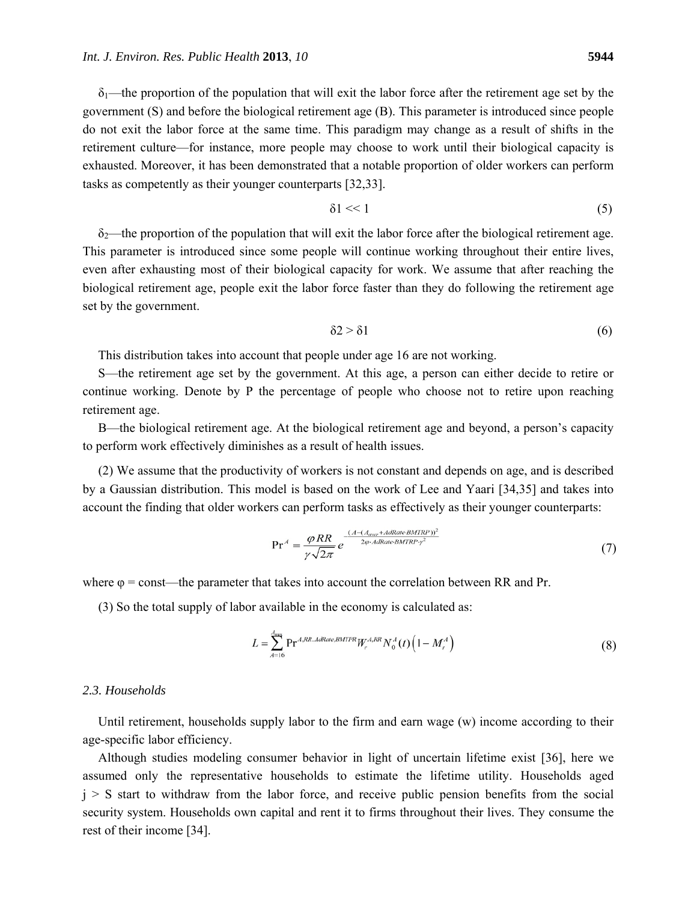$\delta_1$—the proportion of the population that will exit the labor force after the retirement age set by the government (S) and before the biological retirement age (B). This parameter is introduced since people do not exit the labor force at the same time. This paradigm may change as a result of shifts in the retirement culture—for instance, more people may choose to work until their biological capacity is exhausted. Moreover, it has been demonstrated that a notable proportion of older workers can perform tasks as competently as their younger counterparts [32,33].

$$\delta 1 \ll 1 \tag{5}$$

$\delta_2$—the proportion of the population that will exit the labor force after the biological retirement age. This parameter is introduced since some people will continue working throughout their entire lives, even after exhausting most of their biological capacity for work. We assume that after reaching the biological retirement age, people exit the labor force faster than they do following the retirement age set by the government.

$$\delta 2 > \delta 1 \tag{6}$$

This distribution takes into account that people under age 16 are not working.

S—the retirement age set by the government. At this age, a person can either decide to retire or continue working. Denote by P the percentage of people who choose not to retire upon reaching retirement age.

B—the biological retirement age. At the biological retirement age and beyond, a person's capacity to perform work effectively diminishes as a result of health issues.

(2) We assume that the productivity of workers is not constant and depends on age, and is described by a Gaussian distribution. This model is based on the work of Lee and Yaari [34,35] and takes into account the finding that older workers can perform tasks as effectively as their younger counterparts:

$$\Pr^{A} = \frac{\varphi RR}{\gamma\sqrt{2\pi}} e^{-\frac{(A-(A_{aver}+AdRate \cdot BMTRP))^2}{2\varphi \cdot AdRate \cdot BMTRP \cdot \gamma^2}} \tag{7}$$

where φ = const—the parameter that takes into account the correlation between RR and Pr.

(3) So the total supply of labor available in the economy is calculated as:

$$L = \sum_{A=16}^{A_{max}} \Pr^{A,RR,AdRate,BMTPR} W_r^{A,RR} N_0^A(t)\left(1 - M_r^A\right) \tag{8}$$

### 2.3. Households

Until retirement, households supply labor to the firm and earn wage (w) income according to their age-specific labor efficiency.

Although studies modeling consumer behavior in light of uncertain lifetime exist [36], here we assumed only the representative households to estimate the lifetime utility. Households aged j > S start to withdraw from the labor force, and receive public pension benefits from the social security system. Households own capital and rent it to firms throughout their lives. They consume the rest of their income [34].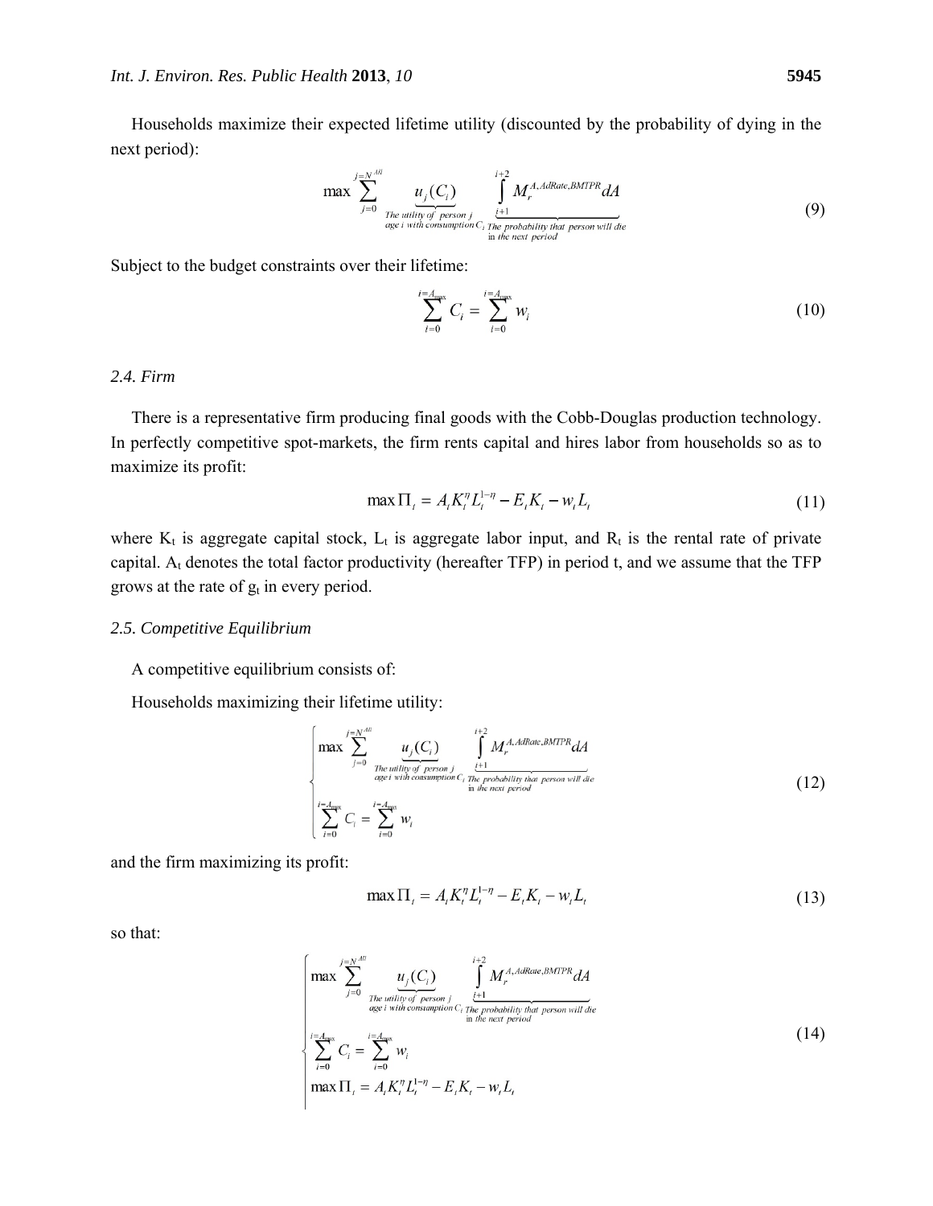Households maximize their expected lifetime utility (discounted by the probability of dying in the next period):

$$\max \sum_{j=0}^{j=N^{All}} \underbrace{u_j(C_i)}_{\substack{\text{The utility of person } j \\ \text{age } i \text{ with consumption } C_i}} \underbrace{\int_{i+1}^{i+2} M_r^{A,AdRate,BMTPR} dA}_{\substack{\text{The probability that person will die} \\ \text{in the next period}}} \tag{9}$$

Subject to the budget constraints over their lifetime:

$$\sum_{i=0}^{i=A_{\max}} C_i = \sum_{i=0}^{i=A_{\max}} w_i \tag{10}$$

### 2.4. Firm

There is a representative firm producing final goods with the Cobb-Douglas production technology. In perfectly competitive spot-markets, the firm rents capital and hires labor from households so as to maximize its profit:

$$\max \Pi_t = A_t K_t^{\eta} L_t^{1-\eta} - E_t K_t - w_t L_t \tag{11}$$

where $K_t$ is aggregate capital stock, $L_t$ is aggregate labor input, and $R_t$ is the rental rate of private capital. $A_t$ denotes the total factor productivity (hereafter TFP) in period t, and we assume that the TFP grows at the rate of $g_t$ in every period.

### 2.5. Competitive Equilibrium

A competitive equilibrium consists of:

Households maximizing their lifetime utility:

$$\begin{cases} \max \sum_{j=0}^{j=N^{All}} \underbrace{u_j(C_i)}_{\substack{\text{The utility of person } j \\ \text{age } i \text{ with consumption } C_i}} \underbrace{\int_{i+1}^{i+2} M_r^{A,AdRate,BMTPR} dA}_{\substack{\text{The probability that person will die} \\ \text{in the next period}}} \\ \sum_{i=0}^{i=A_{\max}} C_i = \sum_{i=0}^{i=A_{\max}} w_i \end{cases} \tag{12}$$

and the firm maximizing its profit:

$$\max \Pi_t = A_t K_t^{\eta} L_t^{1-\eta} - E_t K_t - w_t L_t \tag{13}$$

so that:

$$\begin{cases} \max \sum_{j=0}^{j=N^{All}} \underbrace{u_j(C_i)}_{\substack{\text{The utility of person } j \\ \text{age } i \text{ with consumption } C_i}} \underbrace{\int_{i+1}^{i+2} M_r^{A,AdRate,BMTPR} dA}_{\substack{\text{The probability that person will die} \\ \text{in the next period}}} \\ \sum_{i=0}^{i=A_{\max}} C_i = \sum_{i=0}^{i=A_{\max}} w_i \\ \max \Pi_t = A_t K_t^{\eta} L_t^{1-\eta} - E_t K_t - w_t L_t \end{cases} \tag{14}$$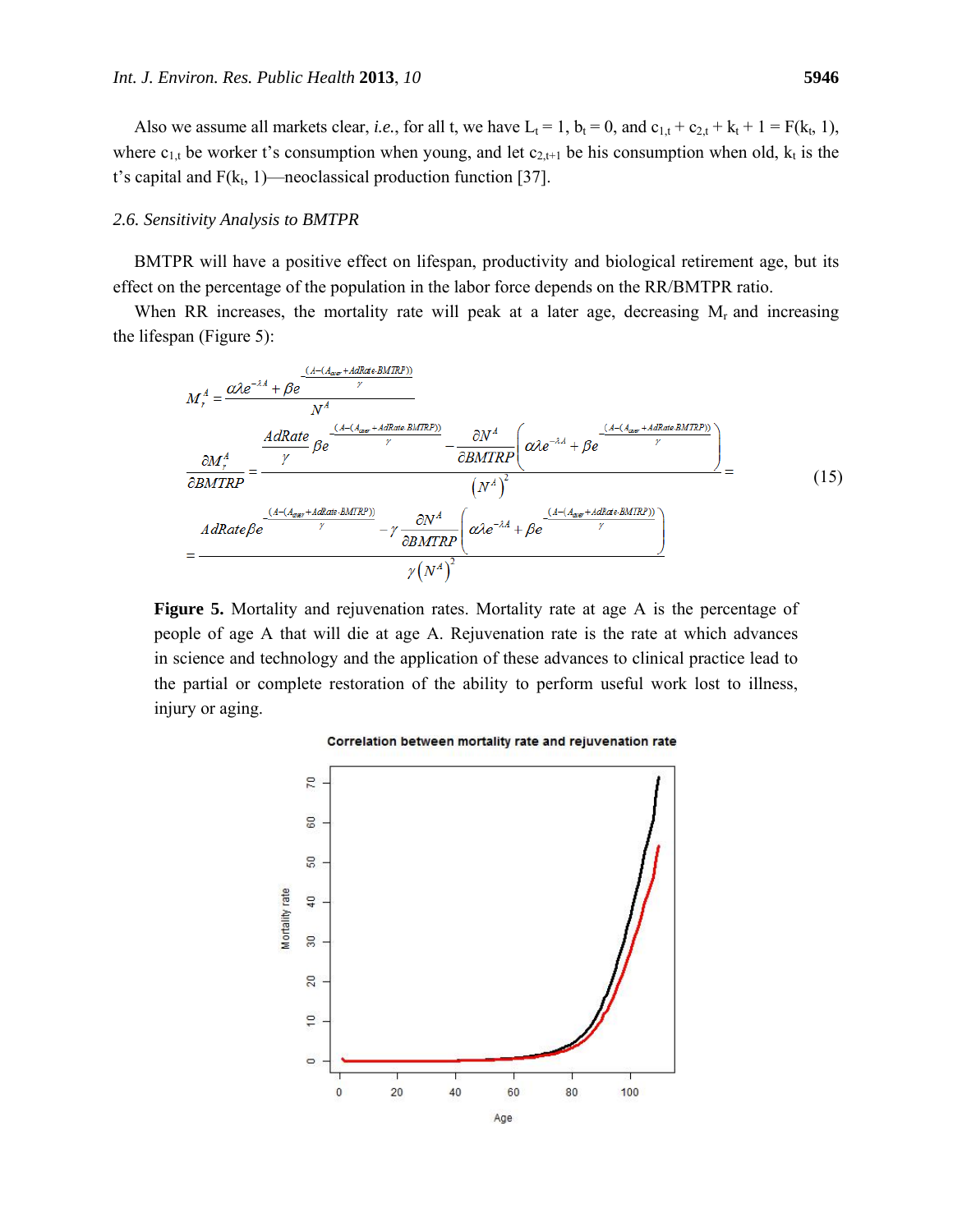Also we assume all markets clear, *i.e.*, for all t, we have $L_t = 1$, $b_t = 0$, and $c_{1,t} + c_{2,t} + k_t + 1 = F(k_t, 1)$, where $c_{1,t}$ be worker t's consumption when young, and let $c_{2,t+1}$ be his consumption when old, $k_t$ is the t's capital and $F(k_t, 1)$—neoclassical production function [37].

### 2.6. Sensitivity Analysis to BMTPR

BMTPR will have a positive effect on lifespan, productivity and biological retirement age, but its effect on the percentage of the population in the labor force depends on the RR/BMTPR ratio.

When RR increases, the mortality rate will peak at a later age, decreasing $M_r$ and increasing the lifespan (Figure 5):

$$M_r^A = \frac{\alpha\lambda e^{-\lambda A} + \beta e^{\frac{(A-(A_{aver}+AdRate \cdot BMTRP))}{\gamma}}}{N^A}$$

$$\frac{\partial M_r^A}{\partial BMTRP} = \frac{\frac{AdRate}{\gamma}\beta e^{\frac{(A-(A_{aver}+AdRate \cdot BMTRP))}{\gamma}} - \frac{\partial N^A}{\partial BMTRP}\left(\alpha\lambda e^{-\lambda A} + \beta e^{\frac{(A-(A_{aver}+AdRate \cdot BMTRP))}{\gamma}}\right)}{\left(N^A\right)^2} =$$

$$= \frac{AdRate\beta e^{\frac{(A-(A_{aver}+AdRate \cdot BMTRP))}{\gamma}} - \gamma\frac{\partial N^A}{\partial BMTRP}\left(\alpha\lambda e^{-\lambda A} + \beta e^{\frac{(A-(A_{aver}+AdRate \cdot BMTRP))}{\gamma}}\right)}{\gamma\left(N^A\right)^2} \tag{15}$$

**Figure 5.** Mortality and rejuvenation rates. Mortality rate at age A is the percentage of people of age A that will die at age A. Rejuvenation rate is the rate at which advances in science and technology and the application of these advances to clinical practice lead to the partial or complete restoration of the ability to perform useful work lost to illness, injury or aging.

Correlation between mortality rate and rejuvenation rate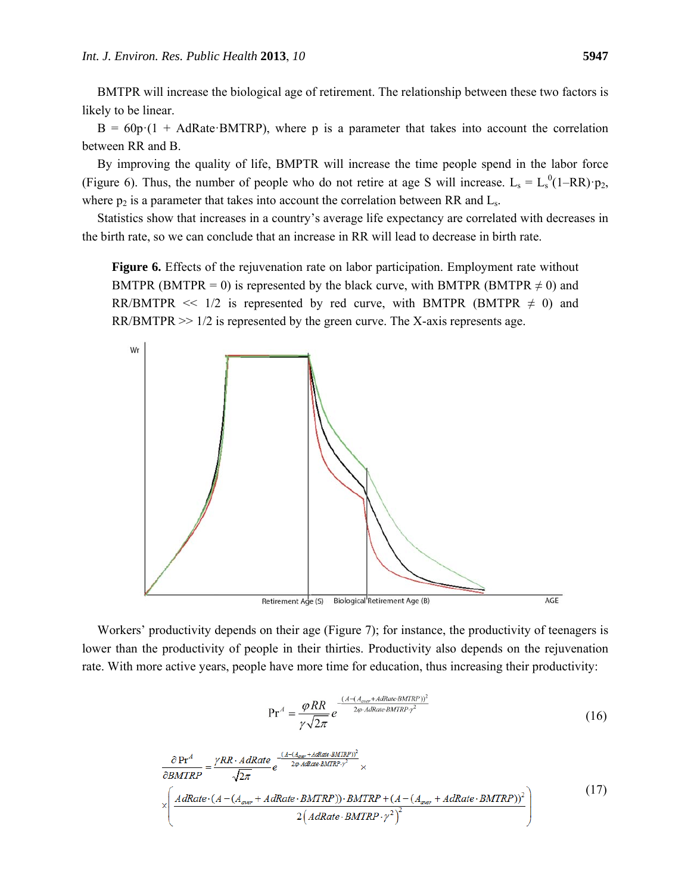BMTPR will increase the biological age of retirement. The relationship between these two factors is likely to be linear.

B = 60p·(1 + AdRate·BMTRP), where p is a parameter that takes into account the correlation between RR and B.

By improving the quality of life, BMPTR will increase the time people spend in the labor force (Figure 6). Thus, the number of people who do not retire at age S will increase. $L_s = L_s^0(1–RR)·p_2$, where $p_2$ is a parameter that takes into account the correlation between RR and $L_s$.

Statistics show that increases in a country's average life expectancy are correlated with decreases in the birth rate, so we can conclude that an increase in RR will lead to decrease in birth rate.

**Figure 6.** Effects of the rejuvenation rate on labor participation. Employment rate without BMTPR (BMTPR = 0) is represented by the black curve, with BMTPR (BMTPR ≠ 0) and RR/BMTPR << 1/2 is represented by red curve, with BMTPR (BMTPR ≠ 0) and RR/BMTPR >> 1/2 is represented by the green curve. The X-axis represents age.

Workers' productivity depends on their age (Figure 7); for instance, the productivity of teenagers is lower than the productivity of people in their thirties. Productivity also depends on the rejuvenation rate. With more active years, people have more time for education, thus increasing their productivity:

$$\Pr^A = \frac{\varphi RR}{\gamma\sqrt{2\pi}} e^{-\frac{(A-(A_{aver}+AdRate\cdot BMTRP))^2}{2\varphi\cdot AdRate\cdot BMTRP\cdot\gamma^2}} \tag{16}$$

$$\frac{\partial \Pr^A}{\partial BMTRP} = \frac{\gamma RR\cdot AdRate}{\sqrt{2\pi}} e^{-\frac{(A-(A_{aver}+AdRate\cdot BMTRP))^2}{2\varphi\cdot AdRate\cdot BMTRP\cdot\gamma^2}} \times \left( \frac{AdRate\cdot(A-(A_{aver}+AdRate\cdot BMTRP))\cdot BMTRP + (A-(A_{aver}+AdRate\cdot BMTRP))^2}{2\left(AdRate\cdot BMTRP\cdot\gamma^2\right)^2} \right) \tag{17}$$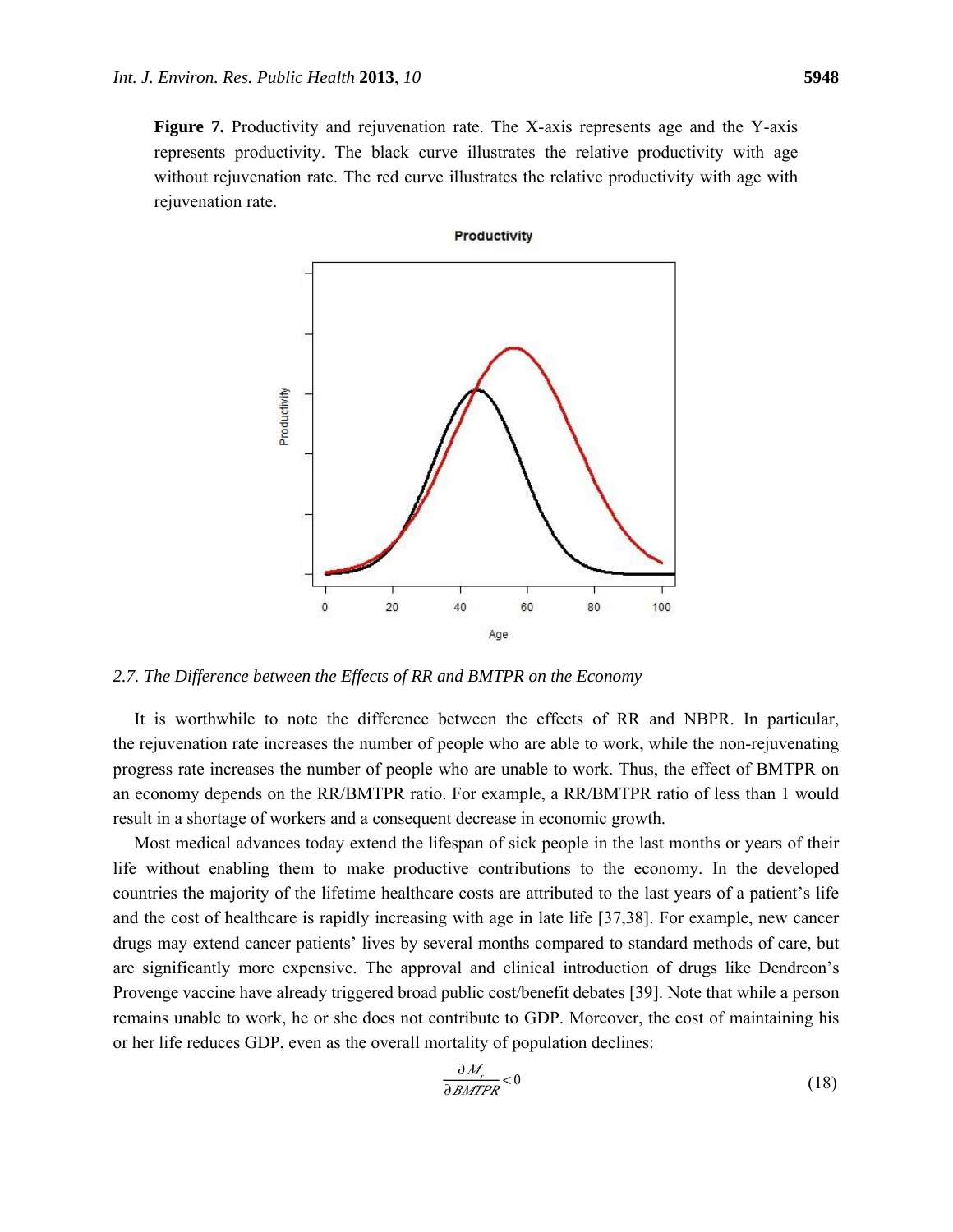**Figure 7.** Productivity and rejuvenation rate. The X-axis represents age and the Y-axis represents productivity. The black curve illustrates the relative productivity with age without rejuvenation rate. The red curve illustrates the relative productivity with age with rejuvenation rate.

### *2.7. The Difference between the Effects of RR and BMTPR on the Economy*

It is worthwhile to note the difference between the effects of RR and NBPR. In particular, the rejuvenation rate increases the number of people who are able to work, while the non-rejuvenating progress rate increases the number of people who are unable to work. Thus, the effect of BMTPR on an economy depends on the RR/BMTPR ratio. For example, a RR/BMTPR ratio of less than 1 would result in a shortage of workers and a consequent decrease in economic growth.

Most medical advances today extend the lifespan of sick people in the last months or years of their life without enabling them to make productive contributions to the economy. In the developed countries the majority of the lifetime healthcare costs are attributed to the last years of a patient's life and the cost of healthcare is rapidly increasing with age in late life [37,38]. For example, new cancer drugs may extend cancer patients' lives by several months compared to standard methods of care, but are significantly more expensive. The approval and clinical introduction of drugs like Dendreon's Provenge vaccine have already triggered broad public cost/benefit debates [39]. Note that while a person remains unable to work, he or she does not contribute to GDP. Moreover, the cost of maintaining his or her life reduces GDP, even as the overall mortality of population declines:

$$\frac{\partial M_t}{\partial BMTPR} < 0 \tag{18}$$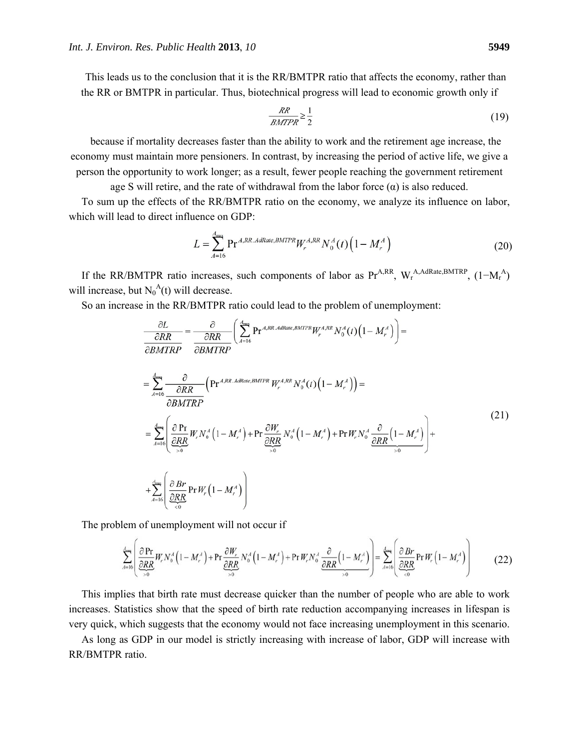This leads us to the conclusion that it is the RR/BMTPR ratio that affects the economy, rather than the RR or BMTPR in particular. Thus, biotechnical progress will lead to economic growth only if

$$\frac{RR}{BMTPR} \geq \frac{1}{2} \tag{19}$$

because if mortality decreases faster than the ability to work and the retirement age increase, the economy must maintain more pensioners. In contrast, by increasing the period of active life, we give a person the opportunity to work longer; as a result, fewer people reaching the government retirement age S will retire, and the rate of withdrawal from the labor force (α) is also reduced.

To sum up the effects of the RR/BMTPR ratio on the economy, we analyze its influence on labor, which will lead to direct influence on GDP:

$$L = \sum_{A=16}^{A_{max}} \Pr{}^{A,RR.AdRate,BMTPR} W_r^{A,RR} N_0^A(t)\left(1 - M_r^A\right) \tag{20}$$

If the RR/BMTPR ratio increases, such components of labor as $\Pr^{A,RR}$, $W_r^{A,AdRate,BMTRP}$, $(1-M_r^A)$ will increase, but $N_0^A(t)$ will decrease.

So an increase in the RR/BMTPR ratio could lead to the problem of unemployment:

$$\begin{aligned}
\frac{\partial L}{\dfrac{\partial RR}{\partial BMTRP}} &= \frac{\partial}{\dfrac{\partial RR}{\partial BMTRP}}\left(\sum_{A=16}^{A_{max}} \Pr{}^{A,RR.AdRate,BMTPR} W_r^{A,RR} N_0^A(t)\left(1 - M_r^A\right)\right) = \\
&= \sum_{A=16}^{A_{max}} \frac{\partial}{\dfrac{\partial RR}{\partial BMTRP}}\left(\Pr{}^{A,RR.AdRate,BMTPR} W_r^{A,RR} N_0^A(t)\left(1 - M_r^A\right)\right) = \\
&= \sum_{A=16}^{A_{max}}\left(\underbrace{\frac{\partial \Pr}{\partial RR}}_{>0} W_r N_0^A\left(1 - M_r^A\right) + \Pr \underbrace{\frac{\partial W_r}{\partial RR}}_{>0} N_0^A\left(1 - M_r^A\right) + \Pr W_r N_0^A \underbrace{\frac{\partial}{\partial RR}\left(1 - M_r^A\right)}_{>0}\right) + \\
&+ \sum_{A=16}^{A_{max}}\left(\underbrace{\frac{\partial Br}{\partial RR}}_{<0} \Pr W_r\left(1 - M_r^A\right)\right)
\end{aligned} \tag{21}$$

The problem of unemployment will not occur if

$$\sum_{A=16}^{A_{max}}\left(\underbrace{\frac{\partial \Pr}{\partial RR}}_{>0} W_r N_0^A\left(1 - M_r^A\right) + \Pr \underbrace{\frac{\partial W_r}{\partial RR}}_{>0} N_0^A\left(1 - M_r^A\right) + \Pr W_r N_0^A \underbrace{\frac{\partial}{\partial RR}\left(1 - M_r^A\right)}_{>0}\right) = \sum_{A=16}^{A_{max}}\left(\underbrace{\frac{\partial Br}{\partial RR}}_{<0} \Pr W_r\left(1 - M_r^A\right)\right) \tag{22}$$

This implies that birth rate must decrease quicker than the number of people who are able to work increases. Statistics show that the speed of birth rate reduction accompanying increases in lifespan is very quick, which suggests that the economy would not face increasing unemployment in this scenario.

As long as GDP in our model is strictly increasing with increase of labor, GDP will increase with RR/BMTPR ratio.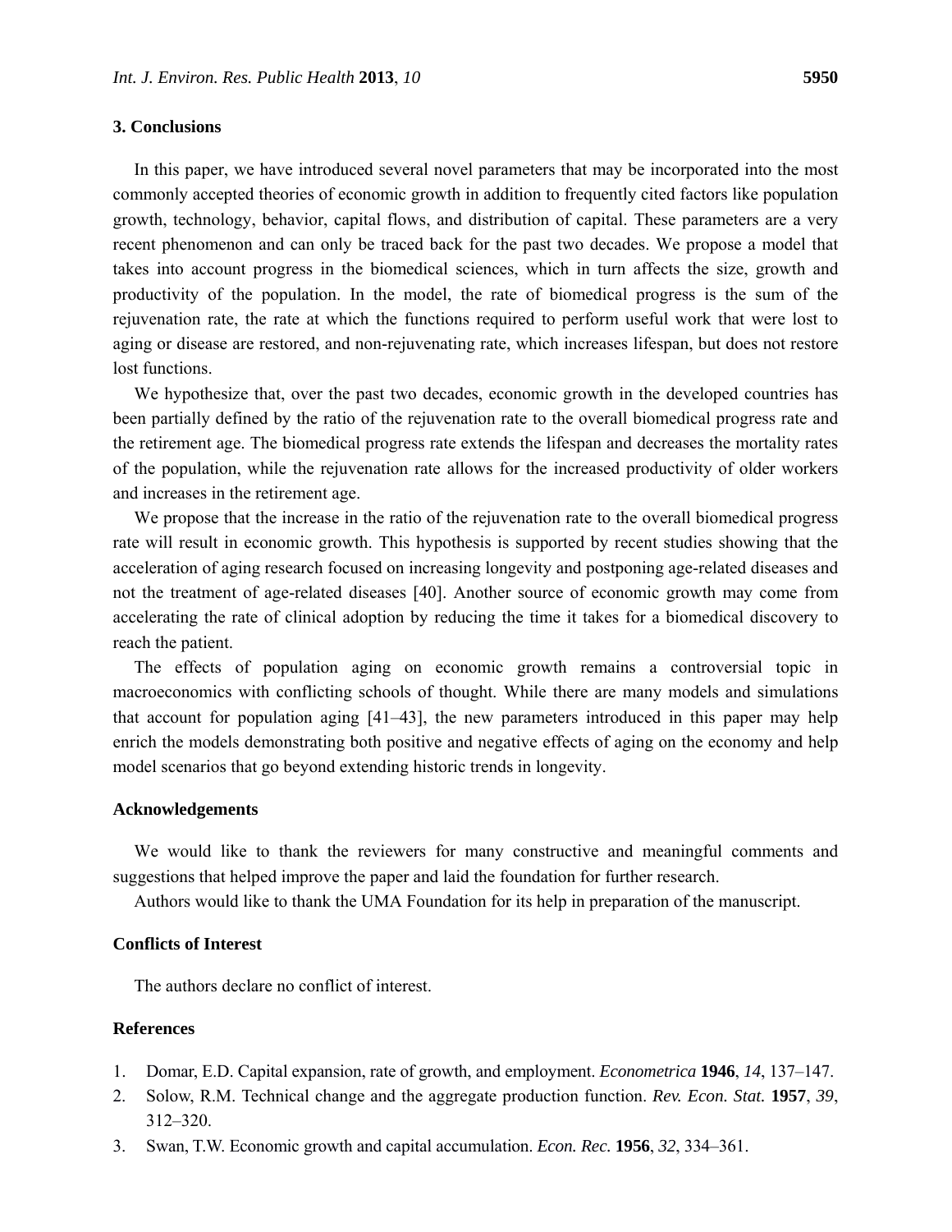## 3. Conclusions

In this paper, we have introduced several novel parameters that may be incorporated into the most commonly accepted theories of economic growth in addition to frequently cited factors like population growth, technology, behavior, capital flows, and distribution of capital. These parameters are a very recent phenomenon and can only be traced back for the past two decades. We propose a model that takes into account progress in the biomedical sciences, which in turn affects the size, growth and productivity of the population. In the model, the rate of biomedical progress is the sum of the rejuvenation rate, the rate at which the functions required to perform useful work that were lost to aging or disease are restored, and non-rejuvenating rate, which increases lifespan, but does not restore lost functions.

We hypothesize that, over the past two decades, economic growth in the developed countries has been partially defined by the ratio of the rejuvenation rate to the overall biomedical progress rate and the retirement age. The biomedical progress rate extends the lifespan and decreases the mortality rates of the population, while the rejuvenation rate allows for the increased productivity of older workers and increases in the retirement age.

We propose that the increase in the ratio of the rejuvenation rate to the overall biomedical progress rate will result in economic growth. This hypothesis is supported by recent studies showing that the acceleration of aging research focused on increasing longevity and postponing age-related diseases and not the treatment of age-related diseases [40]. Another source of economic growth may come from accelerating the rate of clinical adoption by reducing the time it takes for a biomedical discovery to reach the patient.

The effects of population aging on economic growth remains a controversial topic in macroeconomics with conflicting schools of thought. While there are many models and simulations that account for population aging [41–43], the new parameters introduced in this paper may help enrich the models demonstrating both positive and negative effects of aging on the economy and help model scenarios that go beyond extending historic trends in longevity.

## Acknowledgements

We would like to thank the reviewers for many constructive and meaningful comments and suggestions that helped improve the paper and laid the foundation for further research.

Authors would like to thank the UMA Foundation for its help in preparation of the manuscript.

## Conflicts of Interest

The authors declare no conflict of interest.

## References

1. Domar, E.D. Capital expansion, rate of growth, and employment. *Econometrica* **1946**, *14*, 137–147.
2. Solow, R.M. Technical change and the aggregate production function. *Rev. Econ. Stat.* **1957**, *39*, 312–320.
3. Swan, T.W. Economic growth and capital accumulation. *Econ. Rec.* **1956**, *32*, 334–361.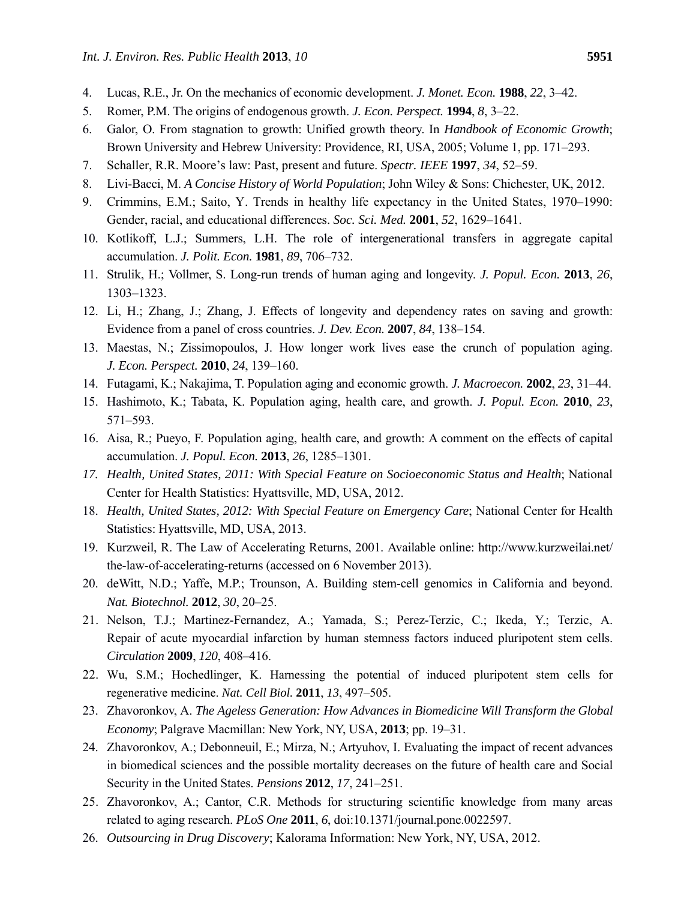4. Lucas, R.E., Jr. On the mechanics of economic development. *J. Monet. Econ.* **1988**, *22*, 3–42.
5. Romer, P.M. The origins of endogenous growth. *J. Econ. Perspect.* **1994**, *8*, 3–22.
6. Galor, O. From stagnation to growth: Unified growth theory. In *Handbook of Economic Growth*; Brown University and Hebrew University: Providence, RI, USA, 2005; Volume 1, pp. 171–293.
7. Schaller, R.R. Moore's law: Past, present and future. *Spectr. IEEE* **1997**, *34*, 52–59.
8. Livi-Bacci, M. *A Concise History of World Population*; John Wiley & Sons: Chichester, UK, 2012.
9. Crimmins, E.M.; Saito, Y. Trends in healthy life expectancy in the United States, 1970–1990: Gender, racial, and educational differences. *Soc. Sci. Med.* **2001**, *52*, 1629–1641.
10. Kotlikoff, L.J.; Summers, L.H. The role of intergenerational transfers in aggregate capital accumulation. *J. Polit. Econ.* **1981**, *89*, 706–732.
11. Strulik, H.; Vollmer, S. Long-run trends of human aging and longevity. *J. Popul. Econ.* **2013**, *26*, 1303–1323.
12. Li, H.; Zhang, J.; Zhang, J. Effects of longevity and dependency rates on saving and growth: Evidence from a panel of cross countries. *J. Dev. Econ.* **2007**, *84*, 138–154.
13. Maestas, N.; Zissimopoulos, J. How longer work lives ease the crunch of population aging. *J. Econ. Perspect.* **2010**, *24*, 139–160.
14. Futagami, K.; Nakajima, T. Population aging and economic growth. *J. Macroecon.* **2002**, *23*, 31–44.
15. Hashimoto, K.; Tabata, K. Population aging, health care, and growth. *J. Popul. Econ.* **2010**, *23*, 571–593.
16. Aisa, R.; Pueyo, F. Population aging, health care, and growth: A comment on the effects of capital accumulation. *J. Popul. Econ.* **2013**, *26*, 1285–1301.
17. *Health, United States, 2011: With Special Feature on Socioeconomic Status and Health*; National Center for Health Statistics: Hyattsville, MD, USA, 2012.
18. *Health, United States, 2012: With Special Feature on Emergency Care*; National Center for Health Statistics: Hyattsville, MD, USA, 2013.
19. Kurzweil, R. The Law of Accelerating Returns, 2001. Available online: http://www.kurzweilai.net/the-law-of-accelerating-returns (accessed on 6 November 2013).
20. deWitt, N.D.; Yaffe, M.P.; Trounson, A. Building stem-cell genomics in California and beyond. *Nat. Biotechnol.* **2012**, *30*, 20–25.
21. Nelson, T.J.; Martinez-Fernandez, A.; Yamada, S.; Perez-Terzic, C.; Ikeda, Y.; Terzic, A. Repair of acute myocardial infarction by human stemness factors induced pluripotent stem cells. *Circulation* **2009**, *120*, 408–416.
22. Wu, S.M.; Hochedlinger, K. Harnessing the potential of induced pluripotent stem cells for regenerative medicine. *Nat. Cell Biol.* **2011**, *13*, 497–505.
23. Zhavoronkov, A. *The Ageless Generation: How Advances in Biomedicine Will Transform the Global Economy*; Palgrave Macmillan: New York, NY, USA, **2013**; pp. 19–31.
24. Zhavoronkov, A.; Debonneuil, E.; Mirza, N.; Artyuhov, I. Evaluating the impact of recent advances in biomedical sciences and the possible mortality decreases on the future of health care and Social Security in the United States. *Pensions* **2012**, *17*, 241–251.
25. Zhavoronkov, A.; Cantor, C.R. Methods for structuring scientific knowledge from many areas related to aging research. *PLoS One* **2011**, *6*, doi:10.1371/journal.pone.0022597.
26. *Outsourcing in Drug Discovery*; Kalorama Information: New York, NY, USA, 2012.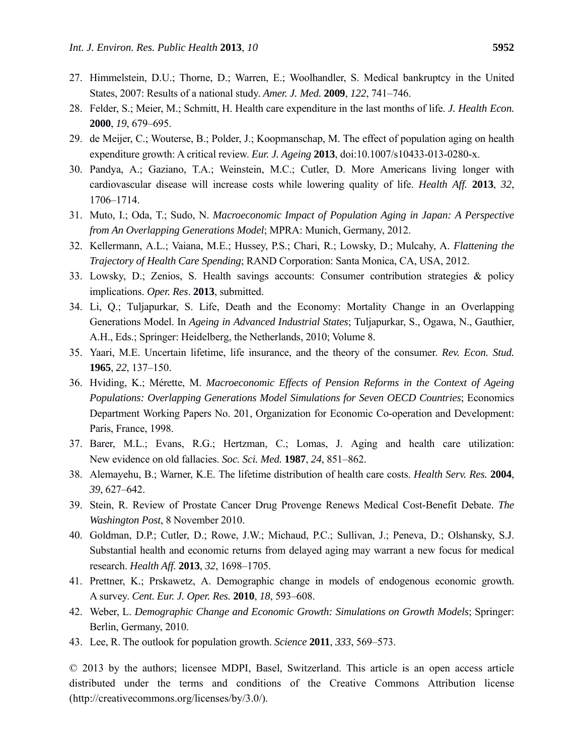27. Himmelstein, D.U.; Thorne, D.; Warren, E.; Woolhandler, S. Medical bankruptcy in the United States, 2007: Results of a national study. *Amer. J. Med.* **2009**, *122*, 741–746.
28. Felder, S.; Meier, M.; Schmitt, H. Health care expenditure in the last months of life. *J. Health Econ.* **2000**, *19*, 679–695.
29. de Meijer, C.; Wouterse, B.; Polder, J.; Koopmanschap, M. The effect of population aging on health expenditure growth: A critical review. *Eur. J. Ageing* **2013**, doi:10.1007/s10433-013-0280-x.
30. Pandya, A.; Gaziano, T.A.; Weinstein, M.C.; Cutler, D. More Americans living longer with cardiovascular disease will increase costs while lowering quality of life. *Health Aff.* **2013**, *32*, 1706–1714.
31. Muto, I.; Oda, T.; Sudo, N. *Macroeconomic Impact of Population Aging in Japan: A Perspective from An Overlapping Generations Model*; MPRA: Munich, Germany, 2012.
32. Kellermann, A.L.; Vaiana, M.E.; Hussey, P.S.; Chari, R.; Lowsky, D.; Mulcahy, A. *Flattening the Trajectory of Health Care Spending*; RAND Corporation: Santa Monica, CA, USA, 2012.
33. Lowsky, D.; Zenios, S. Health savings accounts: Consumer contribution strategies & policy implications. *Oper. Res*. **2013**, submitted.
34. Li, Q.; Tuljapurkar, S. Life, Death and the Economy: Mortality Change in an Overlapping Generations Model. In *Ageing in Advanced Industrial States*; Tuljapurkar, S., Ogawa, N., Gauthier, A.H., Eds.; Springer: Heidelberg, the Netherlands, 2010; Volume 8.
35. Yaari, M.E. Uncertain lifetime, life insurance, and the theory of the consumer. *Rev. Econ. Stud.* **1965**, *22*, 137–150.
36. Hviding, K.; Mérette, M. *Macroeconomic Effects of Pension Reforms in the Context of Ageing Populations: Overlapping Generations Model Simulations for Seven OECD Countries*; Economics Department Working Papers No. 201, Organization for Economic Co-operation and Development: Paris, France, 1998.
37. Barer, M.L.; Evans, R.G.; Hertzman, C.; Lomas, J. Aging and health care utilization: New evidence on old fallacies. *Soc. Sci. Med.* **1987**, *24*, 851–862.
38. Alemayehu, B.; Warner, K.E. The lifetime distribution of health care costs. *Health Serv. Res.* **2004**, *39*, 627–642.
39. Stein, R. Review of Prostate Cancer Drug Provenge Renews Medical Cost-Benefit Debate. *The Washington Post*, 8 November 2010.
40. Goldman, D.P.; Cutler, D.; Rowe, J.W.; Michaud, P.C.; Sullivan, J.; Peneva, D.; Olshansky, S.J. Substantial health and economic returns from delayed aging may warrant a new focus for medical research. *Health Aff.* **2013**, *32*, 1698–1705.
41. Prettner, K.; Prskawetz, A. Demographic change in models of endogenous economic growth. A survey. *Cent. Eur. J. Oper. Res.* **2010**, *18*, 593–608.
42. Weber, L. *Demographic Change and Economic Growth: Simulations on Growth Models*; Springer: Berlin, Germany, 2010.
43. Lee, R. The outlook for population growth. *Science* **2011**, *333*, 569–573.

© 2013 by the authors; licensee MDPI, Basel, Switzerland. This article is an open access article distributed under the terms and conditions of the Creative Commons Attribution license (http://creativecommons.org/licenses/by/3.0/).